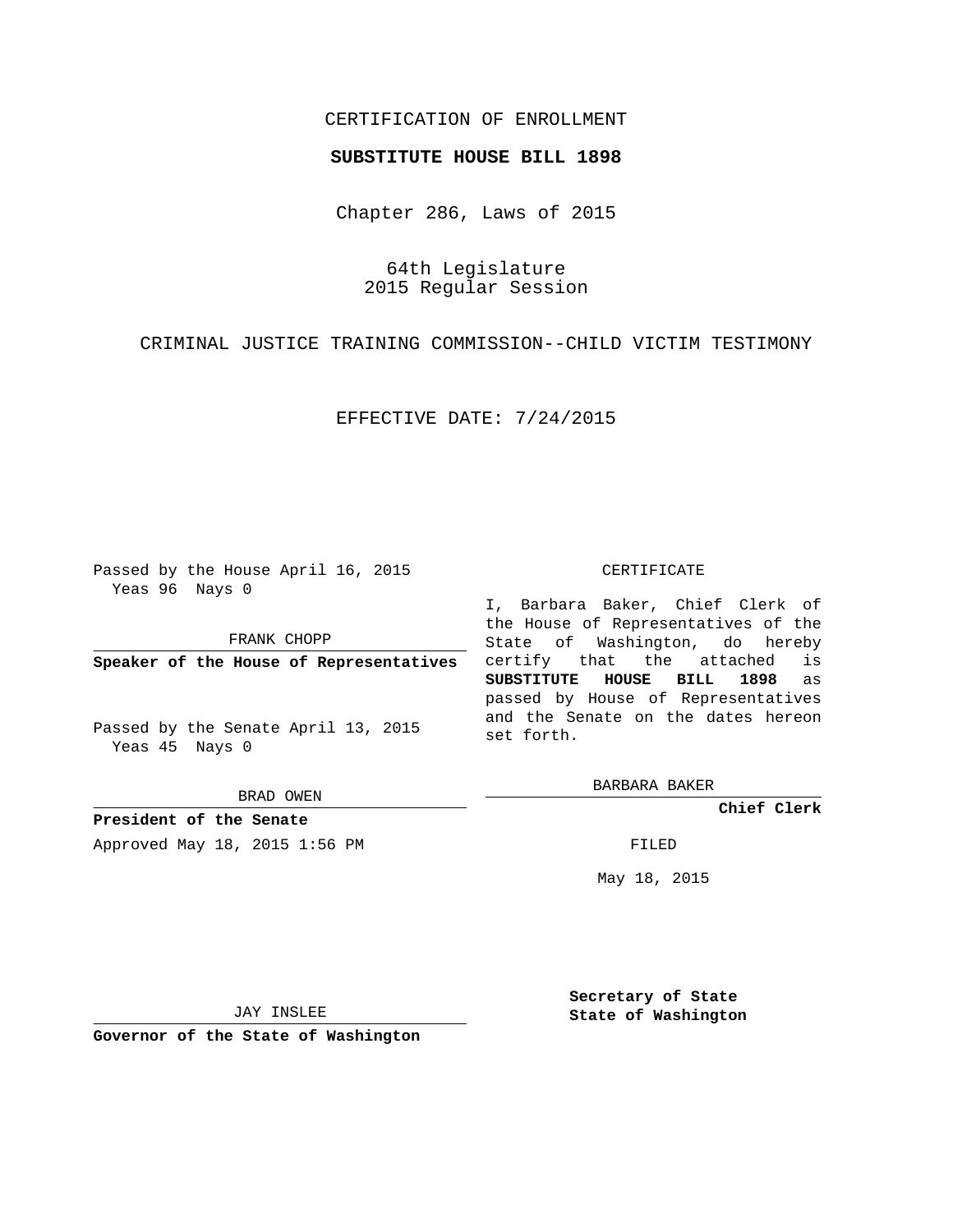CERTIFICATION OF ENROLLMENT

**SUBSTITUTE HOUSE BILL 1898**

Chapter 286, Laws of 2015

64th Legislature
2015 Regular Session

CRIMINAL JUSTICE TRAINING COMMISSION--CHILD VICTIM TESTIMONY

EFFECTIVE DATE: 7/24/2015

Passed by the House April 16, 2015
Yeas 96 Nays 0

FRANK CHOPP

**Speaker of the House of Representatives**

Passed by the Senate April 13, 2015
Yeas 45 Nays 0

BRAD OWEN

**President of the Senate**

Approved May 18, 2015 1:56 PM

JAY INSLEE

**Governor of the State of Washington**

CERTIFICATE

I, Barbara Baker, Chief Clerk of the House of Representatives of the State of Washington, do hereby certify that the attached is **SUBSTITUTE HOUSE BILL 1898** as passed by House of Representatives and the Senate on the dates hereon set forth.

BARBARA BAKER

**Chief Clerk**

FILED

May 18, 2015

**Secretary of State**
**State of Washington**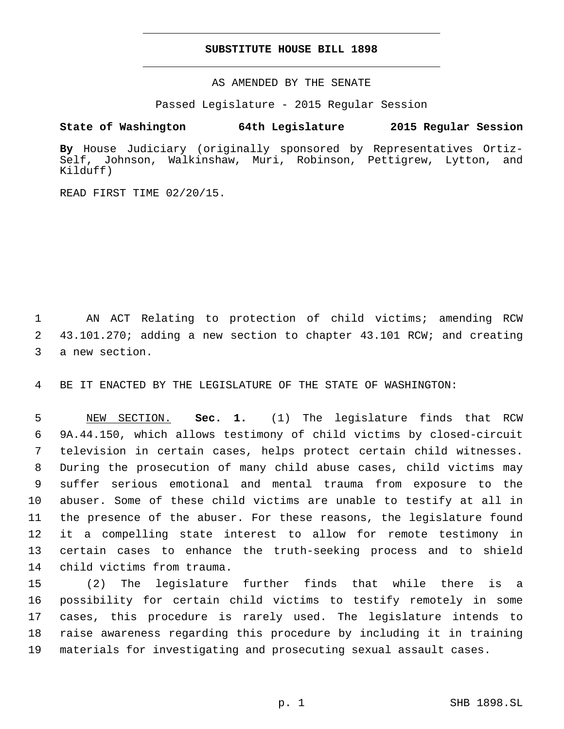# SUBSTITUTE HOUSE BILL 1898

AS AMENDED BY THE SENATE

Passed Legislature - 2015 Regular Session

**State of Washington 64th Legislature 2015 Regular Session**

**By** House Judiciary (originally sponsored by Representatives Ortiz-Self, Johnson, Walkinshaw, Muri, Robinson, Pettigrew, Lytton, and Kilduff)

READ FIRST TIME 02/20/15.

AN ACT Relating to protection of child victims; amending RCW 43.101.270; adding a new section to chapter 43.101 RCW; and creating a new section.

BE IT ENACTED BY THE LEGISLATURE OF THE STATE OF WASHINGTON:

NEW SECTION. **Sec. 1.** (1) The legislature finds that RCW 9A.44.150, which allows testimony of child victims by closed-circuit television in certain cases, helps protect certain child witnesses. During the prosecution of many child abuse cases, child victims may suffer serious emotional and mental trauma from exposure to the abuser. Some of these child victims are unable to testify at all in the presence of the abuser. For these reasons, the legislature found it a compelling state interest to allow for remote testimony in certain cases to enhance the truth-seeking process and to shield child victims from trauma.

(2) The legislature further finds that while there is a possibility for certain child victims to testify remotely in some cases, this procedure is rarely used. The legislature intends to raise awareness regarding this procedure by including it in training materials for investigating and prosecuting sexual assault cases.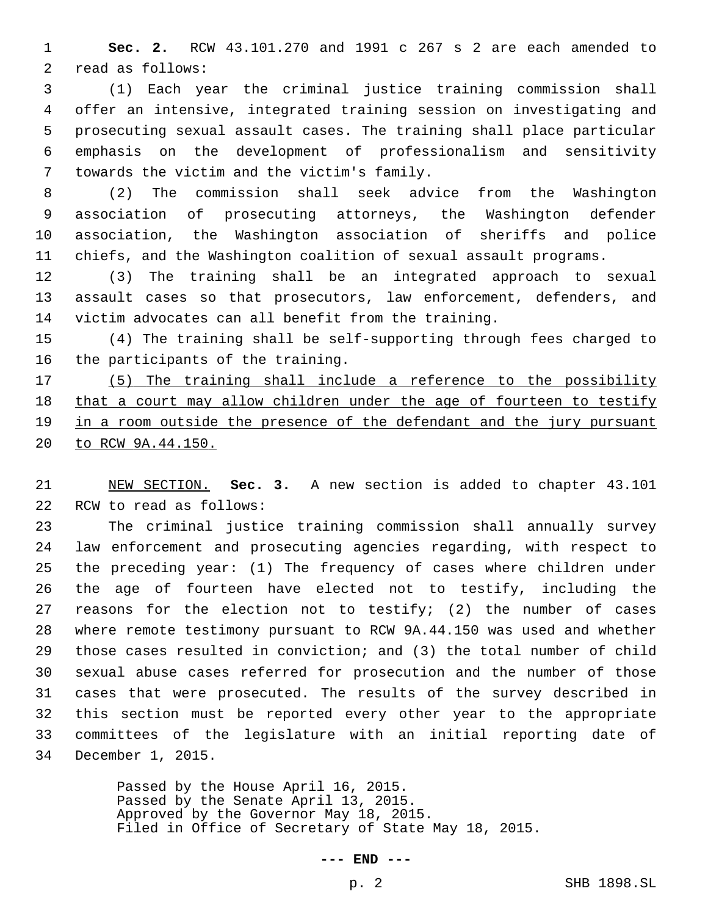**Sec. 2.** RCW 43.101.270 and 1991 c 267 s 2 are each amended to read as follows:

(1) Each year the criminal justice training commission shall offer an intensive, integrated training session on investigating and prosecuting sexual assault cases. The training shall place particular emphasis on the development of professionalism and sensitivity towards the victim and the victim's family.

(2) The commission shall seek advice from the Washington association of prosecuting attorneys, the Washington defender association, the Washington association of sheriffs and police chiefs, and the Washington coalition of sexual assault programs.

(3) The training shall be an integrated approach to sexual assault cases so that prosecutors, law enforcement, defenders, and victim advocates can all benefit from the training.

(4) The training shall be self-supporting through fees charged to the participants of the training.

<u>(5) The training shall include a reference to the possibility that a court may allow children under the age of fourteen to testify in a room outside the presence of the defendant and the jury pursuant to RCW 9A.44.150.</u>

<u>NEW SECTION.</u> **Sec. 3.** A new section is added to chapter 43.101 RCW to read as follows:

The criminal justice training commission shall annually survey law enforcement and prosecuting agencies regarding, with respect to the preceding year: (1) The frequency of cases where children under the age of fourteen have elected not to testify, including the reasons for the election not to testify; (2) the number of cases where remote testimony pursuant to RCW 9A.44.150 was used and whether those cases resulted in conviction; and (3) the total number of child sexual abuse cases referred for prosecution and the number of those cases that were prosecuted. The results of the survey described in this section must be reported every other year to the appropriate committees of the legislature with an initial reporting date of December 1, 2015.

Passed by the House April 16, 2015.
Passed by the Senate April 13, 2015.
Approved by the Governor May 18, 2015.
Filed in Office of Secretary of State May 18, 2015.

**--- END ---**